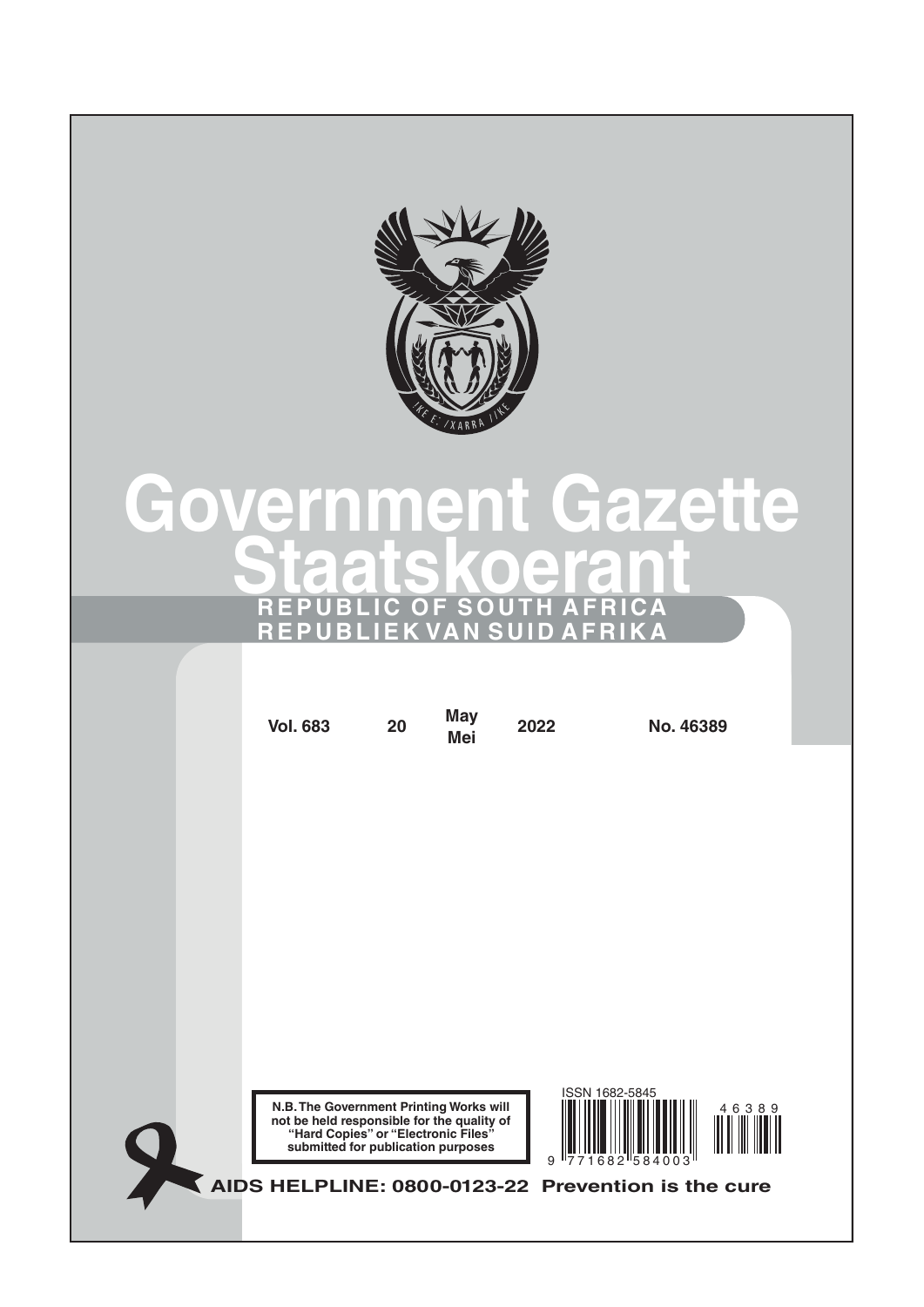# Government Gazette
# Staatskoerant

**REPUBLIC OF SOUTH AFRICA**
**REPUBLIEK VAN SUID AFRIKA**

| Vol. 683 | 20 | May Mei | 2022 | No. 46389 |
|---|---|---|---|---|

**N.B. The Government Printing Works will not be held responsible for the quality of "Hard Copies" or "Electronic Files" submitted for publication purposes**

ISSN 1682-5845

9 771682 584003

46389

**AIDS HELPLINE: 0800-0123-22 Prevention is the cure**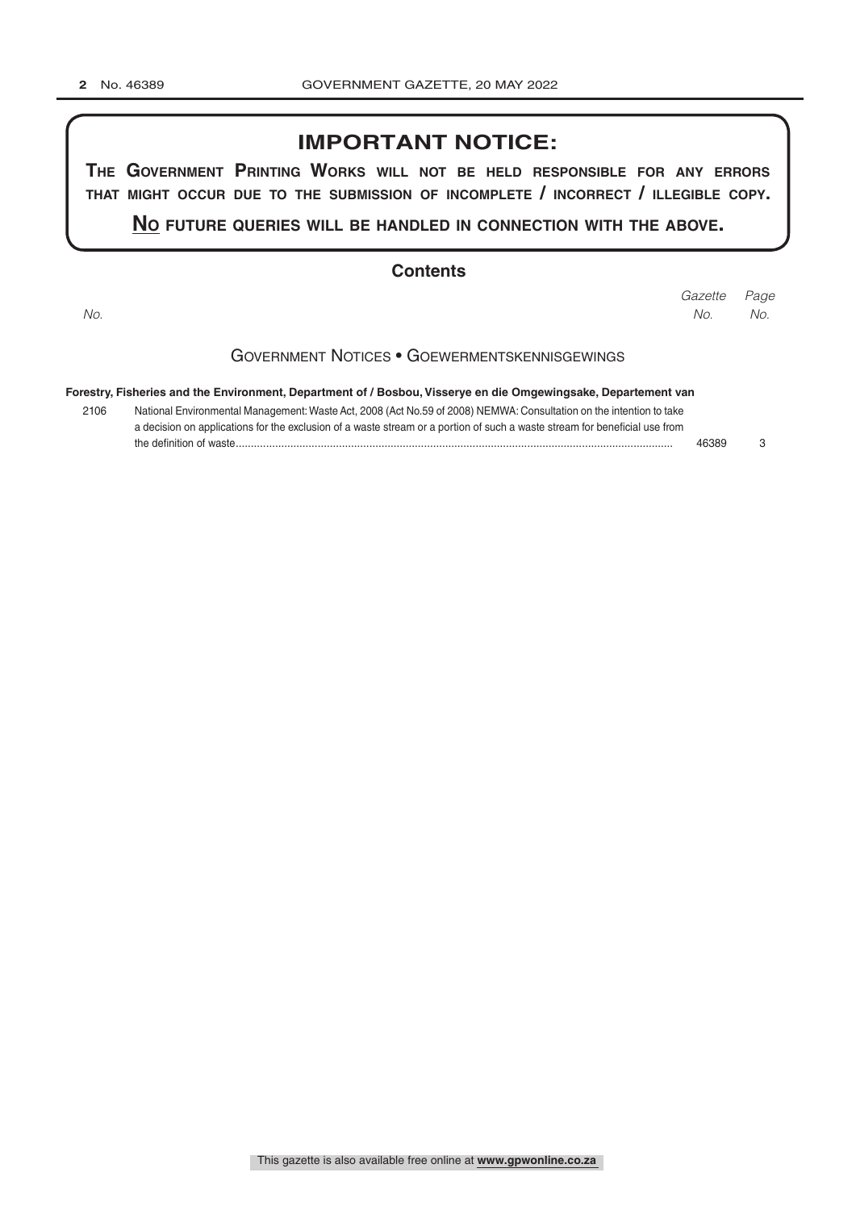# IMPORTANT NOTICE:

**THE GOVERNMENT PRINTING WORKS WILL NOT BE HELD RESPONSIBLE FOR ANY ERRORS THAT MIGHT OCCUR DUE TO THE SUBMISSION OF INCOMPLETE / INCORRECT / ILLEGIBLE COPY.**

**NO FUTURE QUERIES WILL BE HANDLED IN CONNECTION WITH THE ABOVE.**

## Contents

| No. | | Gazette No. | Page No. |
|---|---|---|---|
| | **GOVERNMENT NOTICES • GOEWERMENTSKENNISGEWINGS** | | |
| | **Forestry, Fisheries and the Environment, Department of / Bosbou, Visserye en die Omgewingsake, Departement van** | | |
| 2106 | National Environmental Management: Waste Act, 2008 (Act No.59 of 2008) NEMWA: Consultation on the intention to take a decision on applications for the exclusion of a waste stream or a portion of such a waste stream for beneficial use from the definition of waste | 46389 | 3 |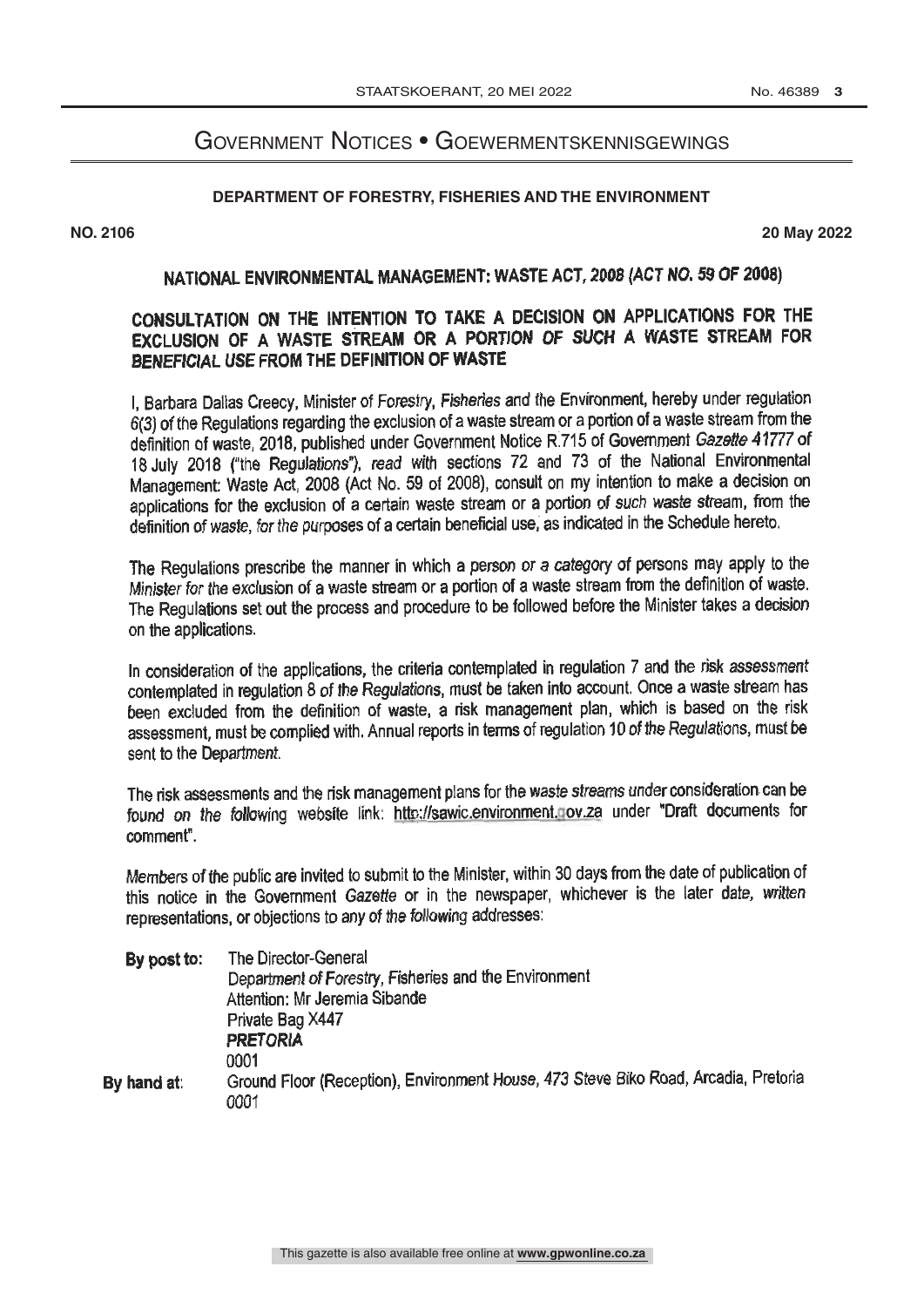# Government Notices • Goewermentskennisgewings

## DEPARTMENT OF FORESTRY, FISHERIES AND THE ENVIRONMENT

**NO. 2106** **20 May 2022**

## NATIONAL ENVIRONMENTAL MANAGEMENT: WASTE ACT, 2008 (ACT NO. 59 OF 2008)

## CONSULTATION ON THE INTENTION TO TAKE A DECISION ON APPLICATIONS FOR THE EXCLUSION OF A WASTE STREAM OR A PORTION OF SUCH A WASTE STREAM FOR BENEFICIAL USE FROM THE DEFINITION OF WASTE

I, Barbara Dallas Creecy, Minister of Forestry, Fisheries and the Environment, hereby under regulation 6(3) of the Regulations regarding the exclusion of a waste stream or a portion of a waste stream from the definition of waste, 2018, published under Government Notice R.715 of Government *Gazette* 41777 of 18 July 2018 ("the Regulations"), read with sections 72 and 73 of the National Environmental Management: Waste Act, 2008 (Act No. 59 of 2008), consult on my intention to make a decision on applications for the exclusion of a certain waste stream or a portion of such waste stream, from the definition of waste, for the purposes of a certain beneficial use, as indicated in the Schedule hereto.

The Regulations prescribe the manner in which a person or a category of persons may apply to the Minister for the exclusion of a waste stream or a portion of a waste stream from the definition of waste. The Regulations set out the process and procedure to be followed before the Minister takes a decision on the applications.

In consideration of the applications, the criteria contemplated in regulation 7 and the risk assessment contemplated in regulation 8 of the Regulations, must be taken into account. Once a waste stream has been excluded from the definition of waste, a risk management plan, which is based on the risk assessment, must be complied with. Annual reports in terms of regulation 10 of the Regulations, must be sent to the Department.

The risk assessments and the risk management plans for the waste streams under consideration can be found on the following website link: http://sawic.environment.gov.za under "Draft documents for comment".

Members of the public are invited to submit to the Minister, within 30 days from the date of publication of this notice in the Government *Gazette* or in the newspaper, whichever is the later date, written representations, or objections to any of the following addresses:

**By post to:** The Director-General
Department of Forestry, Fisheries and the Environment
Attention: Mr Jeremia Sibande
Private Bag X447
**PRETORIA**
0001

**By hand at:** Ground Floor (Reception), Environment House, 473 Steve Biko Road, Arcadia, Pretoria 0001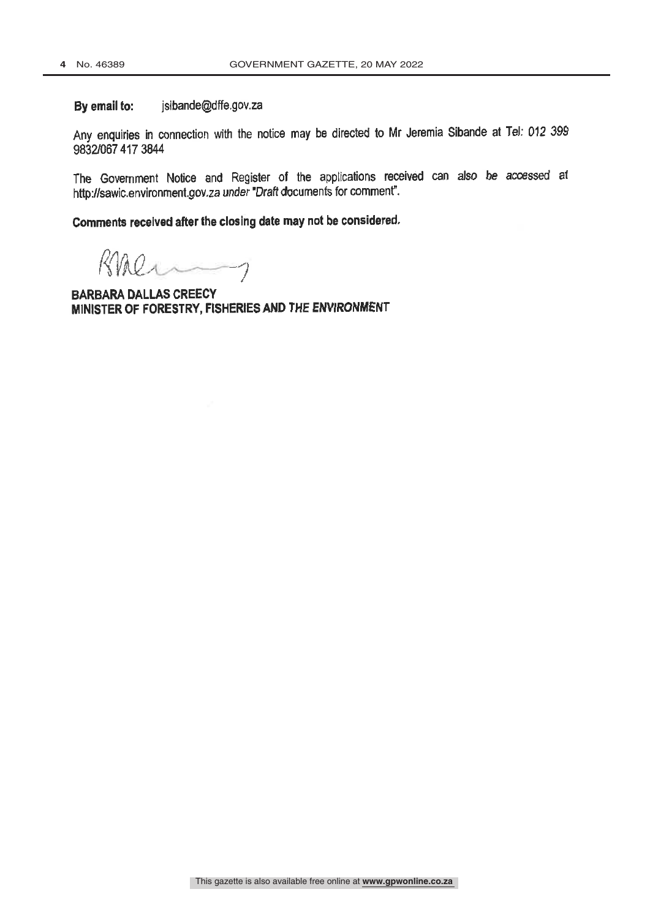**By email to:** jsibande@dffe.gov.za

Any enquiries in connection with the notice may be directed to Mr Jeremia Sibande at Tel: 012 399 9832/067 417 3844

The Government Notice and Register of the applications received can also be accessed at http://sawic.environment.gov.za under "Draft documents for comment".

**Comments received after the closing date may not be considered.**

**BARBARA DALLAS CREECY**
**MINISTER OF FORESTRY, FISHERIES AND THE ENVIRONMENT**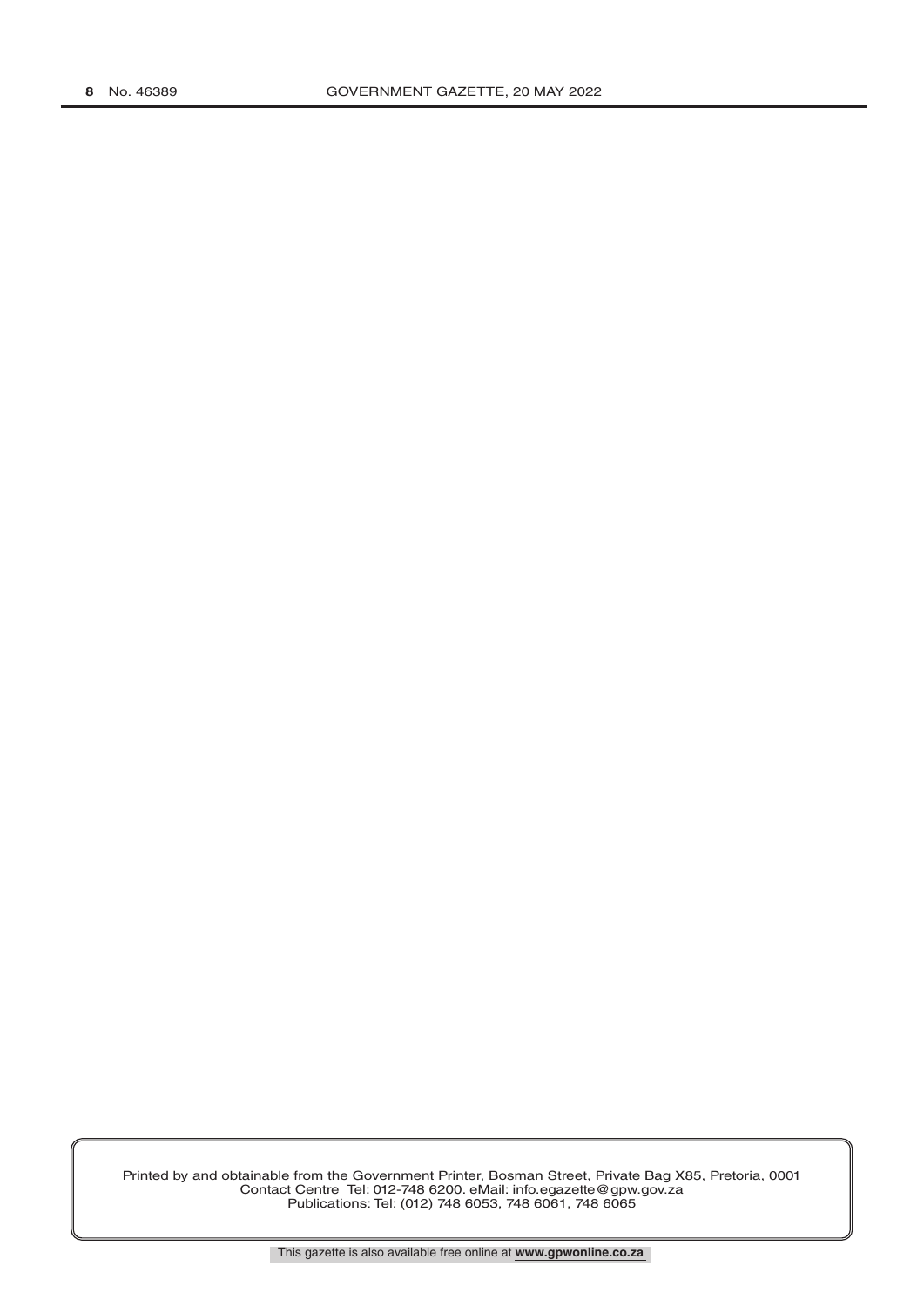Printed by and obtainable from the Government Printer, Bosman Street, Private Bag X85, Pretoria, 0001
Contact Centre Tel: 012-748 6200. eMail: info.egazette@gpw.gov.za
Publications: Tel: (012) 748 6053, 748 6061, 748 6065